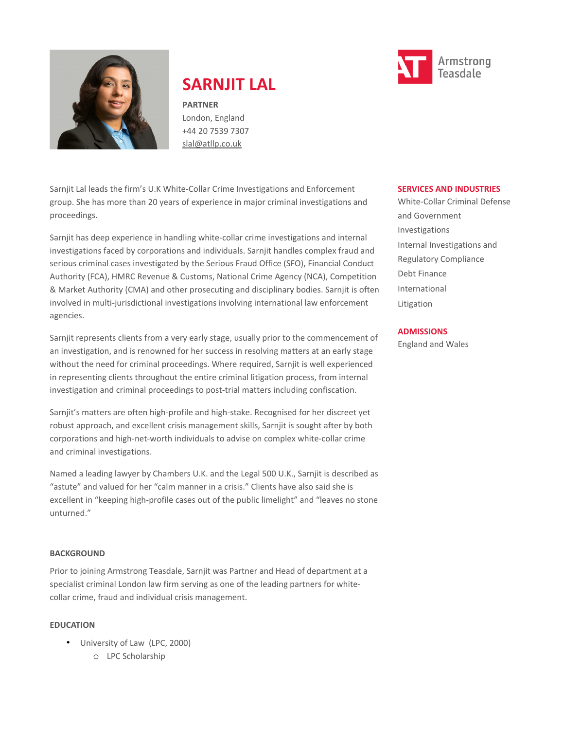# SARNJIT LAL

**PARTNER**
London, England
+44 20 7539 7307
slal@atllp.co.uk

Armstrong Teasdale

Sarnjit Lal leads the firm's U.K White-Collar Crime Investigations and Enforcement group. She has more than 20 years of experience in major criminal investigations and proceedings.

Sarnjit has deep experience in handling white-collar crime investigations and internal investigations faced by corporations and individuals. Sarnjit handles complex fraud and serious criminal cases investigated by the Serious Fraud Office (SFO), Financial Conduct Authority (FCA), HMRC Revenue & Customs, National Crime Agency (NCA), Competition & Market Authority (CMA) and other prosecuting and disciplinary bodies. Sarnjit is often involved in multi-jurisdictional investigations involving international law enforcement agencies.

Sarnjit represents clients from a very early stage, usually prior to the commencement of an investigation, and is renowned for her success in resolving matters at an early stage without the need for criminal proceedings. Where required, Sarnjit is well experienced in representing clients throughout the entire criminal litigation process, from internal investigation and criminal proceedings to post-trial matters including confiscation.

Sarnjit's matters are often high-profile and high-stake. Recognised for her discreet yet robust approach, and excellent crisis management skills, Sarnjit is sought after by both corporations and high-net-worth individuals to advise on complex white-collar crime and criminal investigations.

Named a leading lawyer by Chambers U.K. and the Legal 500 U.K., Sarnjit is described as "astute" and valued for her "calm manner in a crisis." Clients have also said she is excellent in "keeping high-profile cases out of the public limelight" and "leaves no stone unturned."

## SERVICES AND INDUSTRIES

White-Collar Criminal Defense and Government Investigations
Internal Investigations and Regulatory Compliance
Debt Finance
International
Litigation

## ADMISSIONS

England and Wales

## BACKGROUND

Prior to joining Armstrong Teasdale, Sarnjit was Partner and Head of department at a specialist criminal London law firm serving as one of the leading partners for white-collar crime, fraud and individual crisis management.

## EDUCATION

- University of Law (LPC, 2000)
  - LPC Scholarship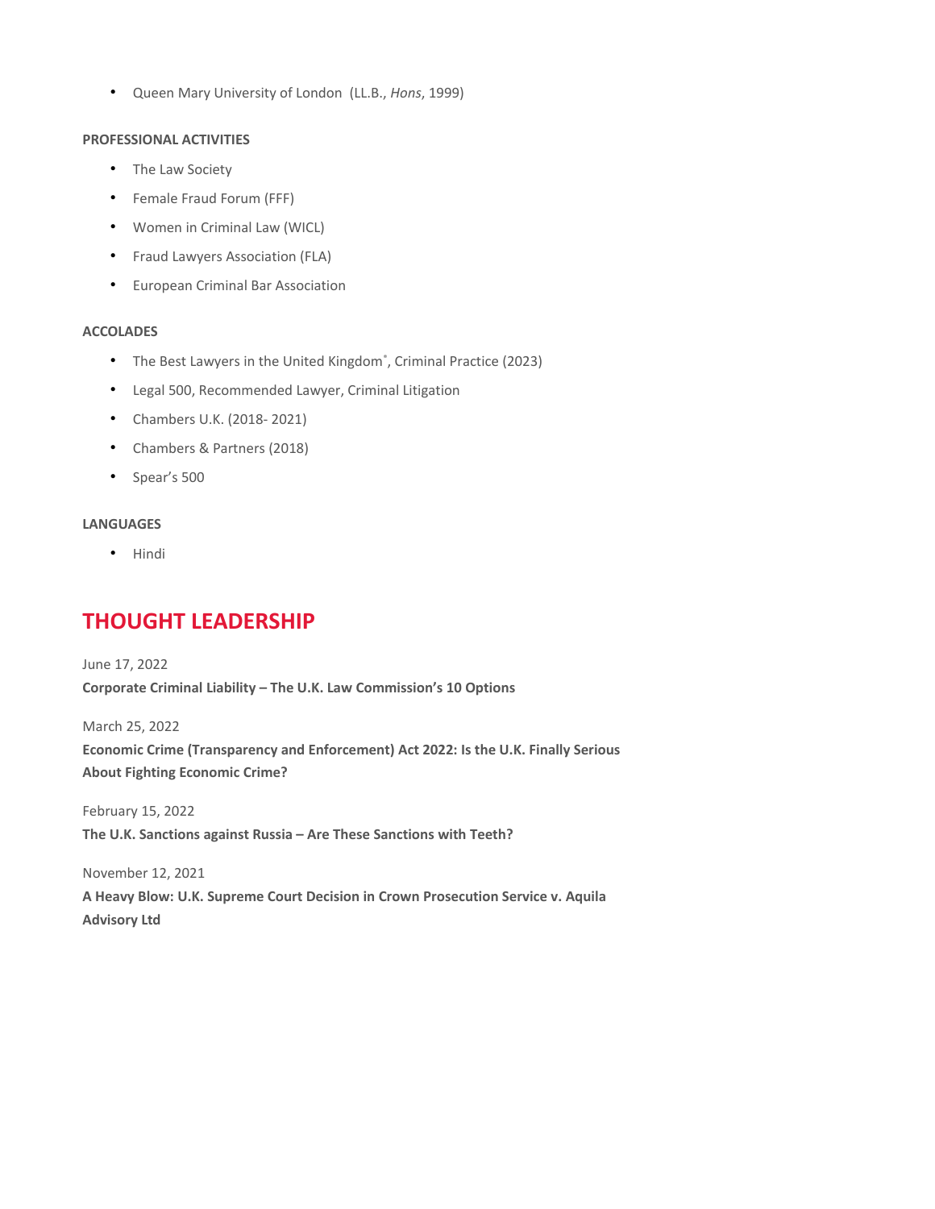- Queen Mary University of London (LL.B., *Hons*, 1999)

**PROFESSIONAL ACTIVITIES**

- The Law Society
- Female Fraud Forum (FFF)
- Women in Criminal Law (WICL)
- Fraud Lawyers Association (FLA)
- European Criminal Bar Association

**ACCOLADES**

- The Best Lawyers in the United Kingdom®, Criminal Practice (2023)
- Legal 500, Recommended Lawyer, Criminal Litigation
- Chambers U.K. (2018- 2021)
- Chambers & Partners (2018)
- Spear's 500

**LANGUAGES**

- Hindi

## THOUGHT LEADERSHIP

June 17, 2022
**Corporate Criminal Liability – The U.K. Law Commission's 10 Options**

March 25, 2022
**Economic Crime (Transparency and Enforcement) Act 2022: Is the U.K. Finally Serious About Fighting Economic Crime?**

February 15, 2022
**The U.K. Sanctions against Russia – Are These Sanctions with Teeth?**

November 12, 2021
**A Heavy Blow: U.K. Supreme Court Decision in Crown Prosecution Service v. Aquila Advisory Ltd**